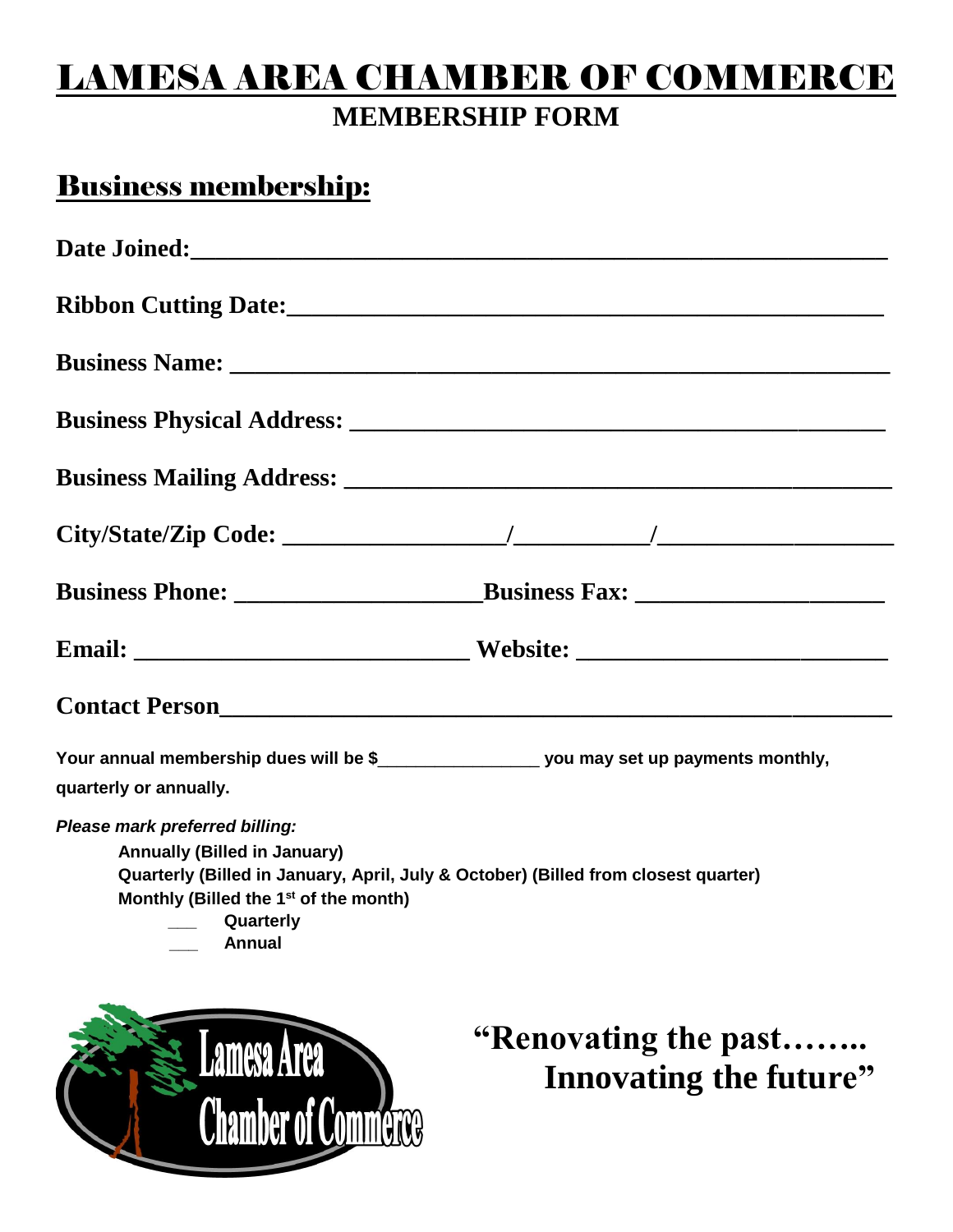# LAMESA AREA CHAMBER OF COMMERCE

## MEMBERSHIP FORM

## Business membership:

**Date Joined:**______________________________________________

**Ribbon Cutting Date:**________________________________________

**Business Name:** _____________________________________________

**Business Physical Address:** ___________________________________

**Business Mailing Address:** ____________________________________

**City/State/Zip Code:** _________________/__________/_________________

**Business Phone:** ___________________**Business Fax:** ___________________

**Email:** _________________________ **Website:** _______________________

**Contact Person**_____________________________________________________

**Your annual membership dues will be $________________ you may set up payments monthly, quarterly or annually.**

***Please mark preferred billing:***

**Annually (Billed in January)**
**Quarterly (Billed in January, April, July & October) (Billed from closest quarter)**
**Monthly (Billed the 1st of the month)**

___ **Quarterly**
___ **Annual**

**"Renovating the past…….. Innovating the future"**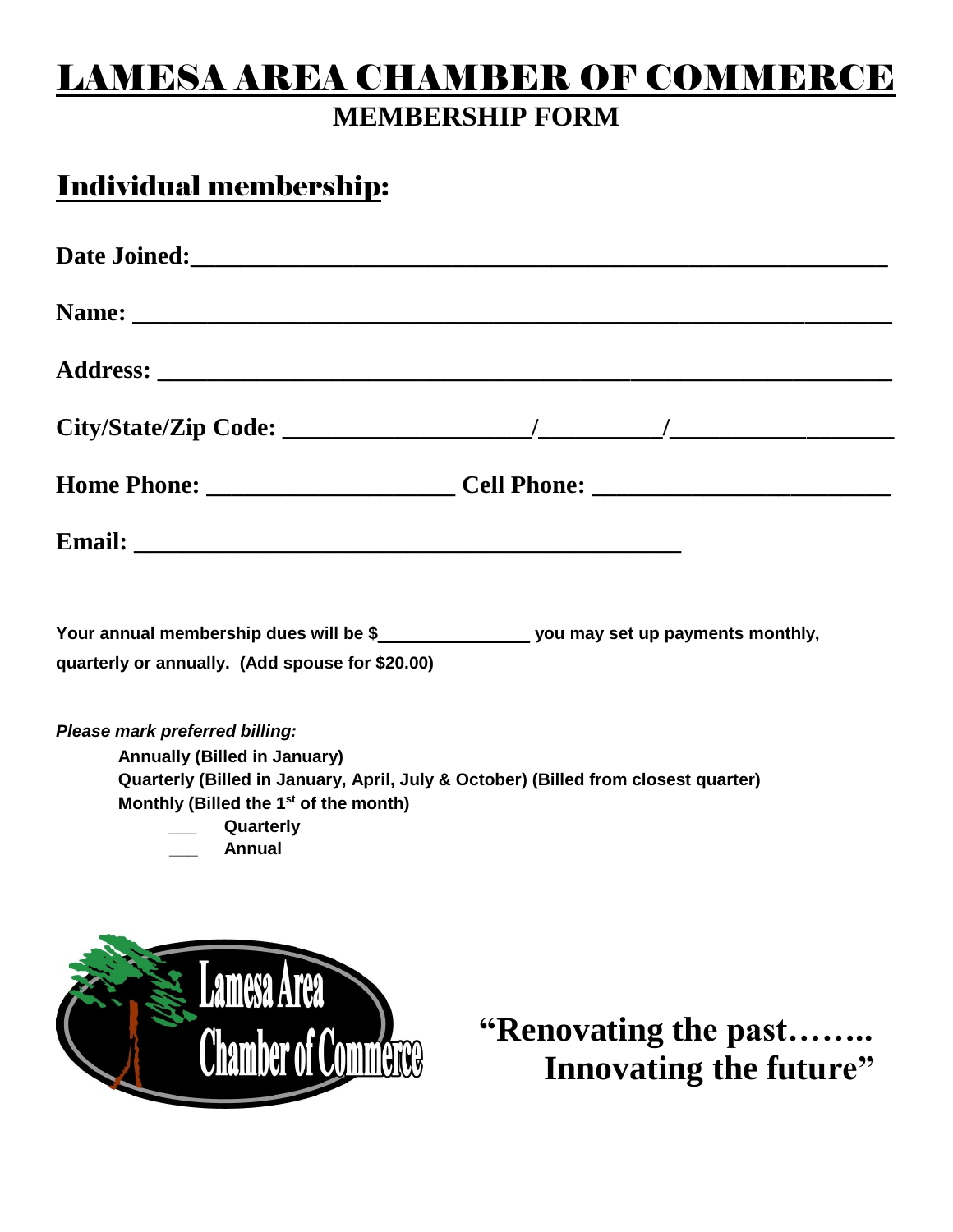# LAMESA AREA CHAMBER OF COMMERCE

## MEMBERSHIP FORM

## Individual membership:

**Date Joined:**_______________________________________________________

**Name:** _______________________________________________________

**Address:** _______________________________________________________

**City/State/Zip Code:** ____________________/__________/__________________

**Home Phone:** ____________________ **Cell Phone:** ________________________

**Email:** ____________________________________________

**Your annual membership dues will be $_______________ you may set up payments monthly, quarterly or annually. (Add spouse for $20.00)**

***Please mark preferred billing:***

**Annually (Billed in January)**
**Quarterly (Billed in January, April, July & October) (Billed from closest quarter)**
**Monthly (Billed the 1st of the month)**

___ **Quarterly**
___ **Annual**

**"Renovating the past…….. Innovating the future"**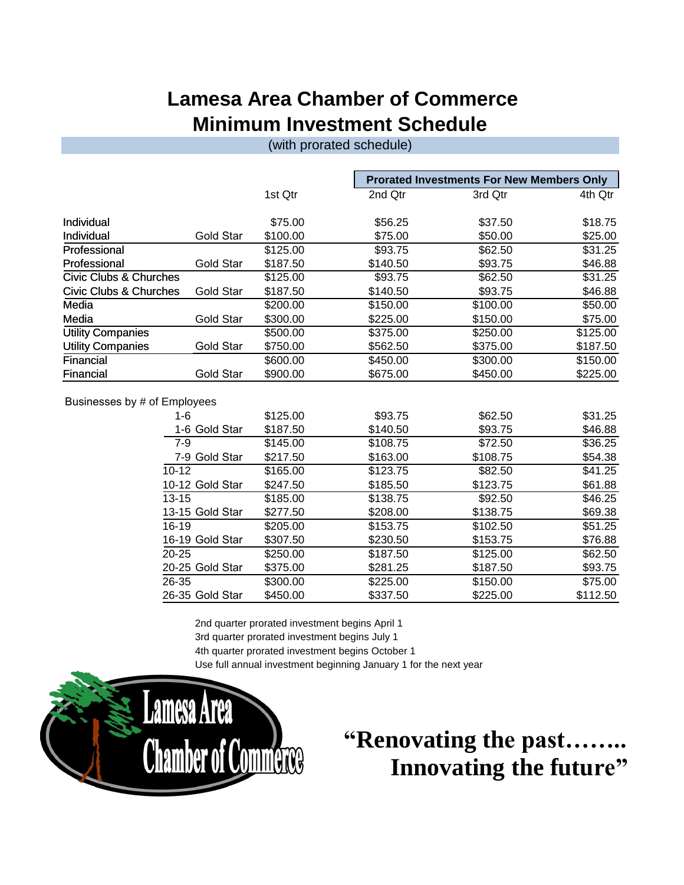# Lamesa Area Chamber of Commerce
# Minimum Investment Schedule

(with prorated schedule)

| | | | Prorated Investments For New Members Only | | |
|---|---|---|---|---|---|
| | | 1st Qtr | 2nd Qtr | 3rd Qtr | 4th Qtr |
| Individual | | $75.00 | $56.25 | $37.50 | $18.75 |
| Individual | Gold Star | $100.00 | $75.00 | $50.00 | $25.00 |
| Professional | | $125.00 | $93.75 | $62.50 | $31.25 |
| Professional | Gold Star | $187.50 | $140.50 | $93.75 | $46.88 |
| Civic Clubs & Churches | | $125.00 | $93.75 | $62.50 | $31.25 |
| Civic Clubs & Churches | Gold Star | $187.50 | $140.50 | $93.75 | $46.88 |
| Media | | $200.00 | $150.00 | $100.00 | $50.00 |
| Media | Gold Star | $300.00 | $225.00 | $150.00 | $75.00 |
| Utility Companies | | $500.00 | $375.00 | $250.00 | $125.00 |
| Utility Companies | Gold Star | $750.00 | $562.50 | $375.00 | $187.50 |
| Financial | | $600.00 | $450.00 | $300.00 | $150.00 |
| Financial | Gold Star | $900.00 | $675.00 | $450.00 | $225.00 |
| Businesses by # of Employees | | | | | |
| 1-6 | | $125.00 | $93.75 | $62.50 | $31.25 |
| 1-6 | Gold Star | $187.50 | $140.50 | $93.75 | $46.88 |
| 7-9 | | $145.00 | $108.75 | $72.50 | $36.25 |
| 7-9 | Gold Star | $217.50 | $163.00 | $108.75 | $54.38 |
| 10-12 | | $165.00 | $123.75 | $82.50 | $41.25 |
| 10-12 | Gold Star | $247.50 | $185.50 | $123.75 | $61.88 |
| 13-15 | | $185.00 | $138.75 | $92.50 | $46.25 |
| 13-15 | Gold Star | $277.50 | $208.00 | $138.75 | $69.38 |
| 16-19 | | $205.00 | $153.75 | $102.50 | $51.25 |
| 16-19 | Gold Star | $307.50 | $230.50 | $153.75 | $76.88 |
| 20-25 | | $250.00 | $187.50 | $125.00 | $62.50 |
| 20-25 | Gold Star | $375.00 | $281.25 | $187.50 | $93.75 |
| 26-35 | | $300.00 | $225.00 | $150.00 | $75.00 |
| 26-35 | Gold Star | $450.00 | $337.50 | $225.00 | $112.50 |

2nd quarter prorated investment begins April 1
3rd quarter prorated investment begins July 1
4th quarter prorated investment begins October 1
Use full annual investment beginning January 1 for the next year

Lamesa Area Chamber of Commerce

**"Renovating the past…….. Innovating the future"**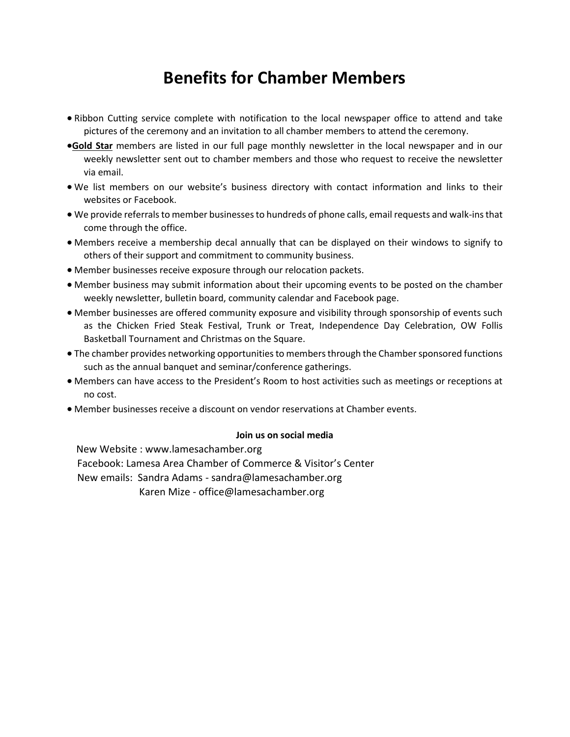# Benefits for Chamber Members

- Ribbon Cutting service complete with notification to the local newspaper office to attend and take pictures of the ceremony and an invitation to all chamber members to attend the ceremony.
- **Gold Star** members are listed in our full page monthly newsletter in the local newspaper and in our weekly newsletter sent out to chamber members and those who request to receive the newsletter via email.
- We list members on our website's business directory with contact information and links to their websites or Facebook.
- We provide referrals to member businesses to hundreds of phone calls, email requests and walk-ins that come through the office.
- Members receive a membership decal annually that can be displayed on their windows to signify to others of their support and commitment to community business.
- Member businesses receive exposure through our relocation packets.
- Member business may submit information about their upcoming events to be posted on the chamber weekly newsletter, bulletin board, community calendar and Facebook page.
- Member businesses are offered community exposure and visibility through sponsorship of events such as the Chicken Fried Steak Festival, Trunk or Treat, Independence Day Celebration, OW Follis Basketball Tournament and Christmas on the Square.
- The chamber provides networking opportunities to members through the Chamber sponsored functions such as the annual banquet and seminar/conference gatherings.
- Members can have access to the President's Room to host activities such as meetings or receptions at no cost.
- Member businesses receive a discount on vendor reservations at Chamber events.

**Join us on social media**

New Website : www.lamesachamber.org

Facebook: Lamesa Area Chamber of Commerce & Visitor's Center

New emails: Sandra Adams - sandra@lamesachamber.org

Karen Mize - office@lamesachamber.org